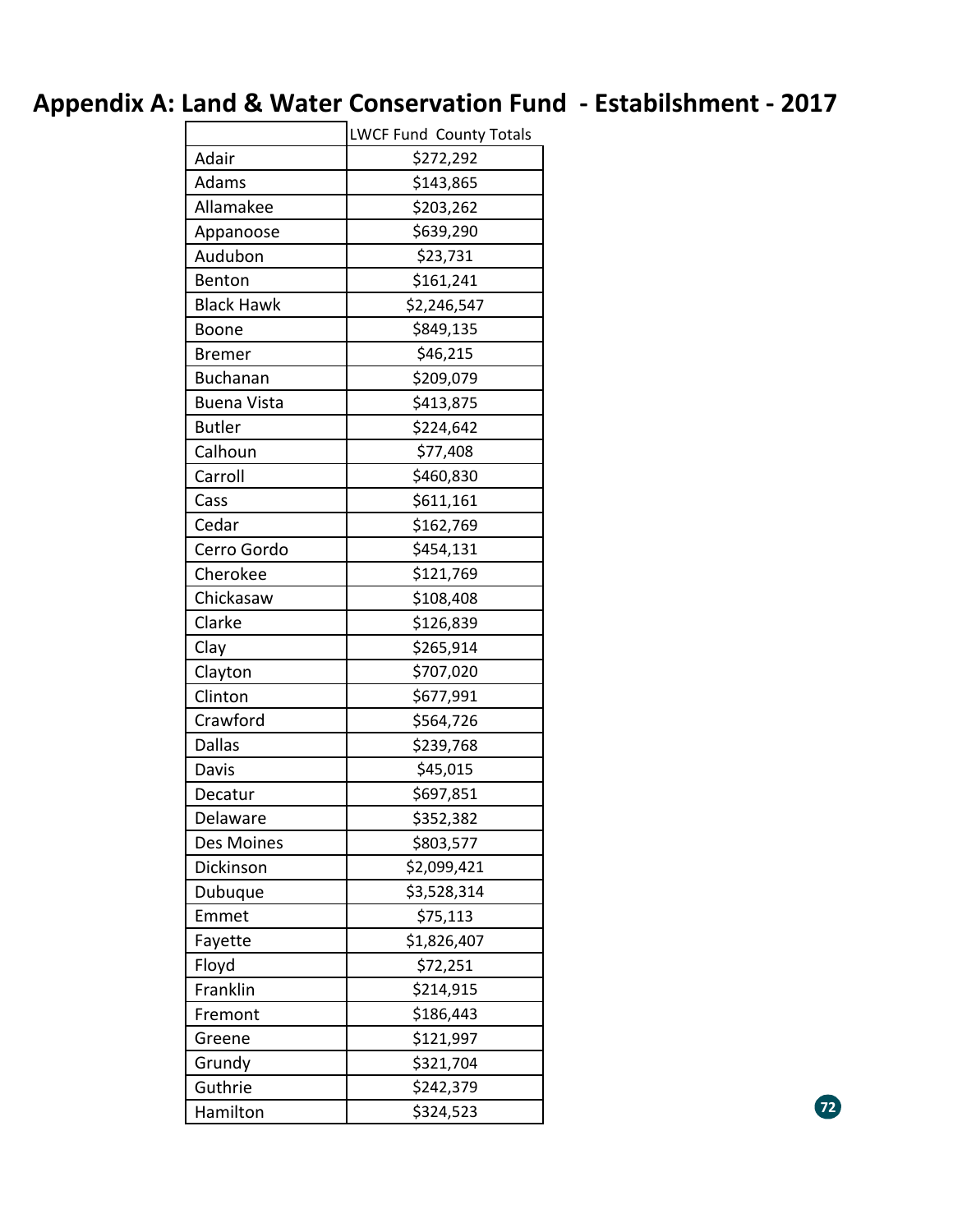# Appendix A: Land & Water Conservation Fund - Estabilshment - 2017

| | LWCF Fund County Totals |
|---|---|
| Adair | $272,292 |
| Adams | $143,865 |
| Allamakee | $203,262 |
| Appanoose | $639,290 |
| Audubon | $23,731 |
| Benton | $161,241 |
| Black Hawk | $2,246,547 |
| Boone | $849,135 |
| Bremer | $46,215 |
| Buchanan | $209,079 |
| Buena Vista | $413,875 |
| Butler | $224,642 |
| Calhoun | $77,408 |
| Carroll | $460,830 |
| Cass | $611,161 |
| Cedar | $162,769 |
| Cerro Gordo | $454,131 |
| Cherokee | $121,769 |
| Chickasaw | $108,408 |
| Clarke | $126,839 |
| Clay | $265,914 |
| Clayton | $707,020 |
| Clinton | $677,991 |
| Crawford | $564,726 |
| Dallas | $239,768 |
| Davis | $45,015 |
| Decatur | $697,851 |
| Delaware | $352,382 |
| Des Moines | $803,577 |
| Dickinson | $2,099,421 |
| Dubuque | $3,528,314 |
| Emmet | $75,113 |
| Fayette | $1,826,407 |
| Floyd | $72,251 |
| Franklin | $214,915 |
| Fremont | $186,443 |
| Greene | $121,997 |
| Grundy | $321,704 |
| Guthrie | $242,379 |
| Hamilton | $324,523 |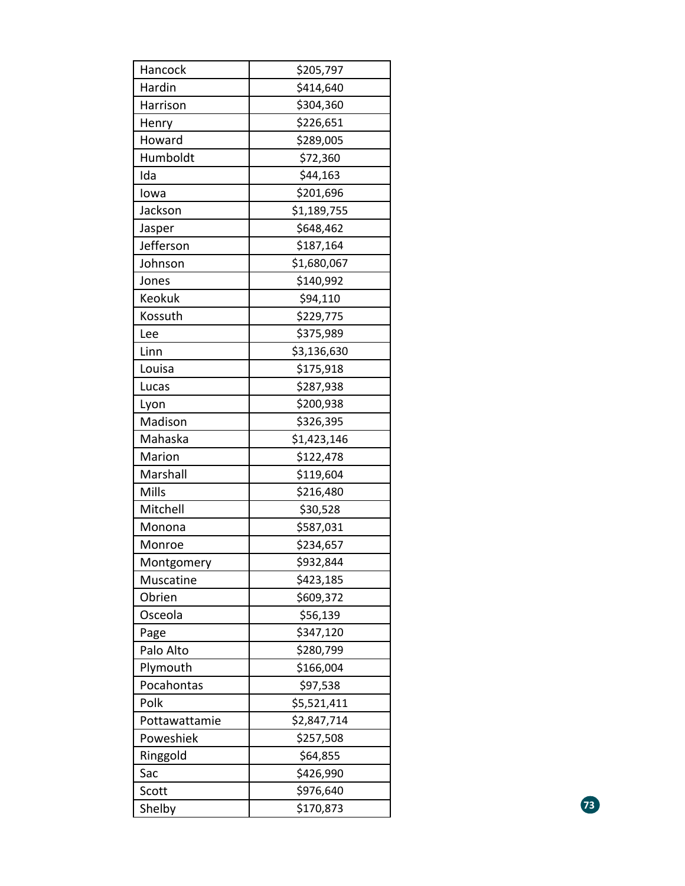| | |
|---|---|
| Hancock | $205,797 |
| Hardin | $414,640 |
| Harrison | $304,360 |
| Henry | $226,651 |
| Howard | $289,005 |
| Humboldt | $72,360 |
| Ida | $44,163 |
| Iowa | $201,696 |
| Jackson | $1,189,755 |
| Jasper | $648,462 |
| Jefferson | $187,164 |
| Johnson | $1,680,067 |
| Jones | $140,992 |
| Keokuk | $94,110 |
| Kossuth | $229,775 |
| Lee | $375,989 |
| Linn | $3,136,630 |
| Louisa | $175,918 |
| Lucas | $287,938 |
| Lyon | $200,938 |
| Madison | $326,395 |
| Mahaska | $1,423,146 |
| Marion | $122,478 |
| Marshall | $119,604 |
| Mills | $216,480 |
| Mitchell | $30,528 |
| Monona | $587,031 |
| Monroe | $234,657 |
| Montgomery | $932,844 |
| Muscatine | $423,185 |
| Obrien | $609,372 |
| Osceola | $56,139 |
| Page | $347,120 |
| Palo Alto | $280,799 |
| Plymouth | $166,004 |
| Pocahontas | $97,538 |
| Polk | $5,521,411 |
| Pottawattamie | $2,847,714 |
| Poweshiek | $257,508 |
| Ringgold | $64,855 |
| Sac | $426,990 |
| Scott | $976,640 |
| Shelby | $170,873 |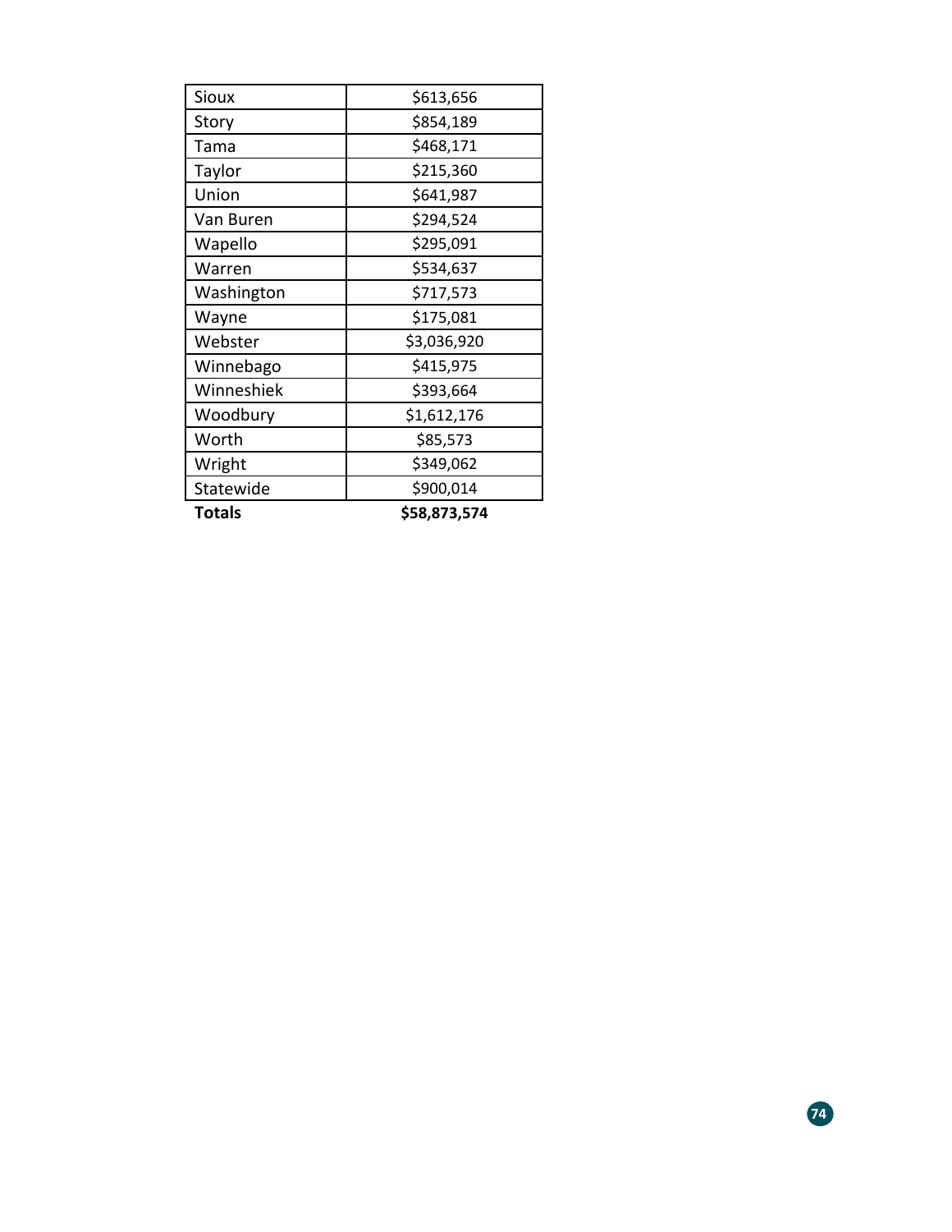| | |
|---|---|
| Sioux | $613,656 |
| Story | $854,189 |
| Tama | $468,171 |
| Taylor | $215,360 |
| Union | $641,987 |
| Van Buren | $294,524 |
| Wapello | $295,091 |
| Warren | $534,637 |
| Washington | $717,573 |
| Wayne | $175,081 |
| Webster | $3,036,920 |
| Winnebago | $415,975 |
| Winneshiek | $393,664 |
| Woodbury | $1,612,176 |
| Worth | $85,573 |
| Wright | $349,062 |
| Statewide | $900,014 |
| **Totals** | **$58,873,574** |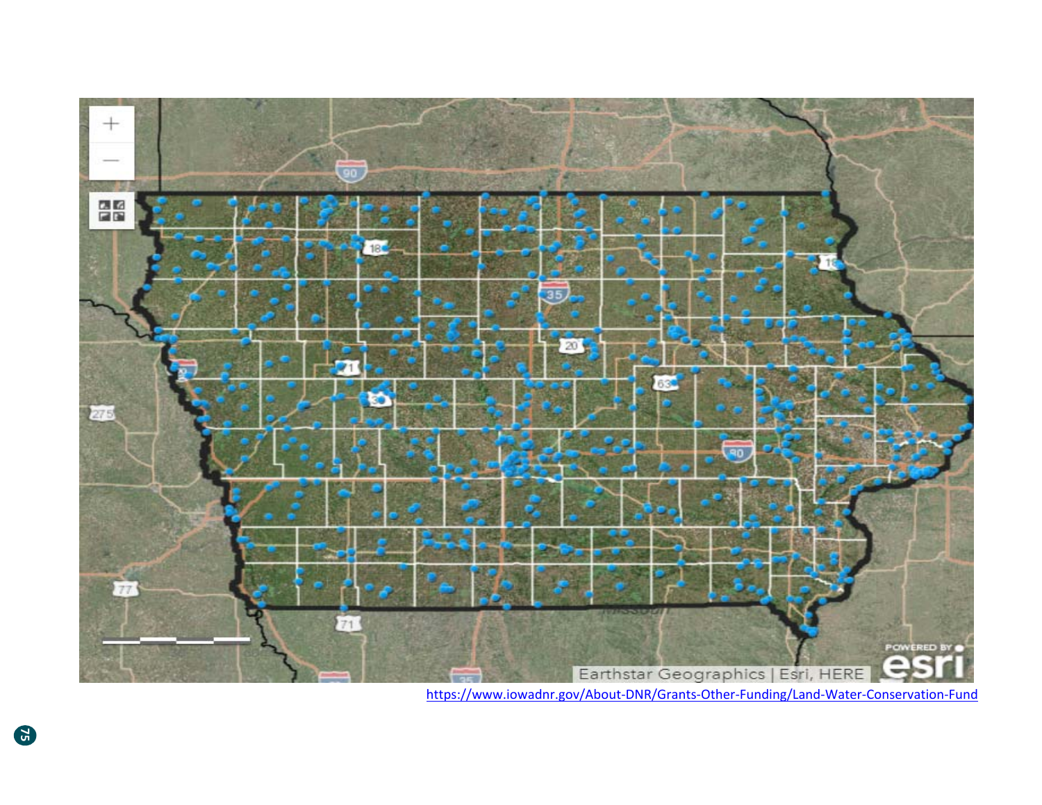https://www.iowadnr.gov/About-DNR/Grants-Other-Funding/Land-Water-Conservation-Fund